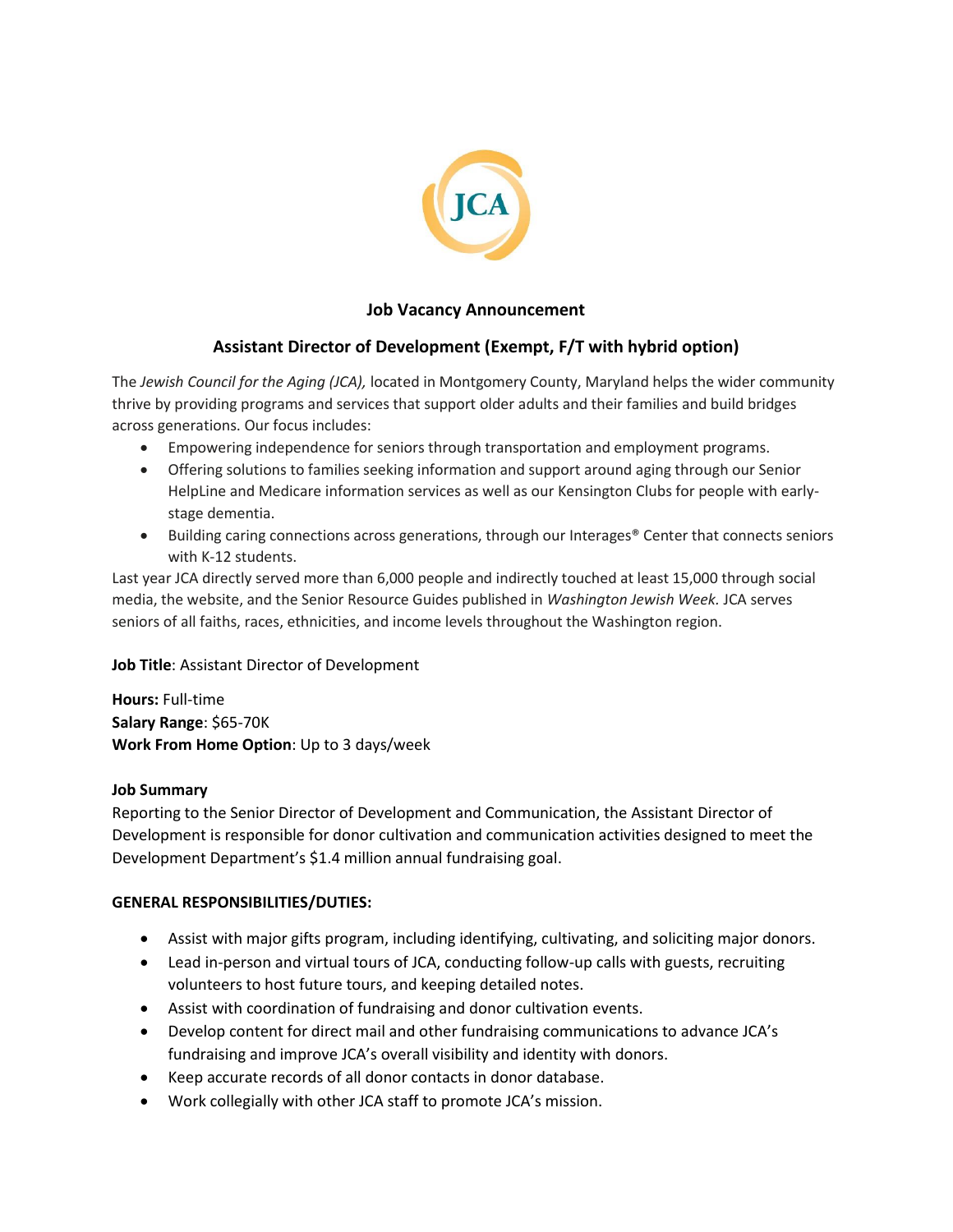JCA

## Job Vacancy Announcement

## Assistant Director of Development (Exempt, F/T with hybrid option)

The *Jewish Council for the Aging (JCA),* located in Montgomery County, Maryland helps the wider community thrive by providing programs and services that support older adults and their families and build bridges across generations. Our focus includes:

- Empowering independence for seniors through transportation and employment programs.
- Offering solutions to families seeking information and support around aging through our Senior HelpLine and Medicare information services as well as our Kensington Clubs for people with early-stage dementia.
- Building caring connections across generations, through our Interages® Center that connects seniors with K-12 students.

Last year JCA directly served more than 6,000 people and indirectly touched at least 15,000 through social media, the website, and the Senior Resource Guides published in *Washington Jewish Week.* JCA serves seniors of all faiths, races, ethnicities, and income levels throughout the Washington region.

**Job Title**: Assistant Director of Development

**Hours:** Full-time
**Salary Range**: $65-70K
**Work From Home Option**: Up to 3 days/week

**Job Summary**

Reporting to the Senior Director of Development and Communication, the Assistant Director of Development is responsible for donor cultivation and communication activities designed to meet the Development Department's $1.4 million annual fundraising goal.

**GENERAL RESPONSIBILITIES/DUTIES:**

- Assist with major gifts program, including identifying, cultivating, and soliciting major donors.
- Lead in-person and virtual tours of JCA, conducting follow-up calls with guests, recruiting volunteers to host future tours, and keeping detailed notes.
- Assist with coordination of fundraising and donor cultivation events.
- Develop content for direct mail and other fundraising communications to advance JCA's fundraising and improve JCA's overall visibility and identity with donors.
- Keep accurate records of all donor contacts in donor database.
- Work collegially with other JCA staff to promote JCA's mission.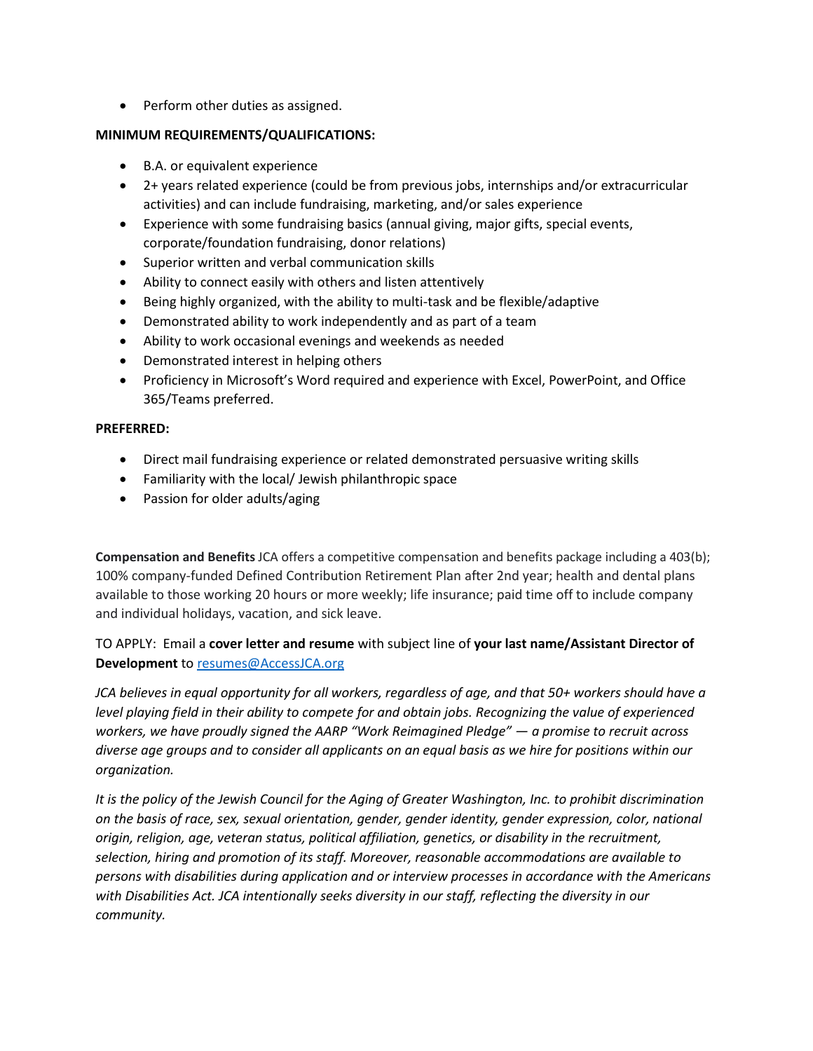- Perform other duties as assigned.

**MINIMUM REQUIREMENTS/QUALIFICATIONS:**

- B.A. or equivalent experience
- 2+ years related experience (could be from previous jobs, internships and/or extracurricular activities) and can include fundraising, marketing, and/or sales experience
- Experience with some fundraising basics (annual giving, major gifts, special events, corporate/foundation fundraising, donor relations)
- Superior written and verbal communication skills
- Ability to connect easily with others and listen attentively
- Being highly organized, with the ability to multi-task and be flexible/adaptive
- Demonstrated ability to work independently and as part of a team
- Ability to work occasional evenings and weekends as needed
- Demonstrated interest in helping others
- Proficiency in Microsoft's Word required and experience with Excel, PowerPoint, and Office 365/Teams preferred.

**PREFERRED:**

- Direct mail fundraising experience or related demonstrated persuasive writing skills
- Familiarity with the local/ Jewish philanthropic space
- Passion for older adults/aging

**Compensation and Benefits** JCA offers a competitive compensation and benefits package including a 403(b); 100% company-funded Defined Contribution Retirement Plan after 2nd year; health and dental plans available to those working 20 hours or more weekly; life insurance; paid time off to include company and individual holidays, vacation, and sick leave.

TO APPLY: Email a **cover letter and resume** with subject line of **your last name/Assistant Director of Development** to resumes@AccessJCA.org

*JCA believes in equal opportunity for all workers, regardless of age, and that 50+ workers should have a level playing field in their ability to compete for and obtain jobs. Recognizing the value of experienced workers, we have proudly signed the AARP "Work Reimagined Pledge" — a promise to recruit across diverse age groups and to consider all applicants on an equal basis as we hire for positions within our organization.*

*It is the policy of the Jewish Council for the Aging of Greater Washington, Inc. to prohibit discrimination on the basis of race, sex, sexual orientation, gender, gender identity, gender expression, color, national origin, religion, age, veteran status, political affiliation, genetics, or disability in the recruitment, selection, hiring and promotion of its staff. Moreover, reasonable accommodations are available to persons with disabilities during application and or interview processes in accordance with the Americans with Disabilities Act. JCA intentionally seeks diversity in our staff, reflecting the diversity in our community.*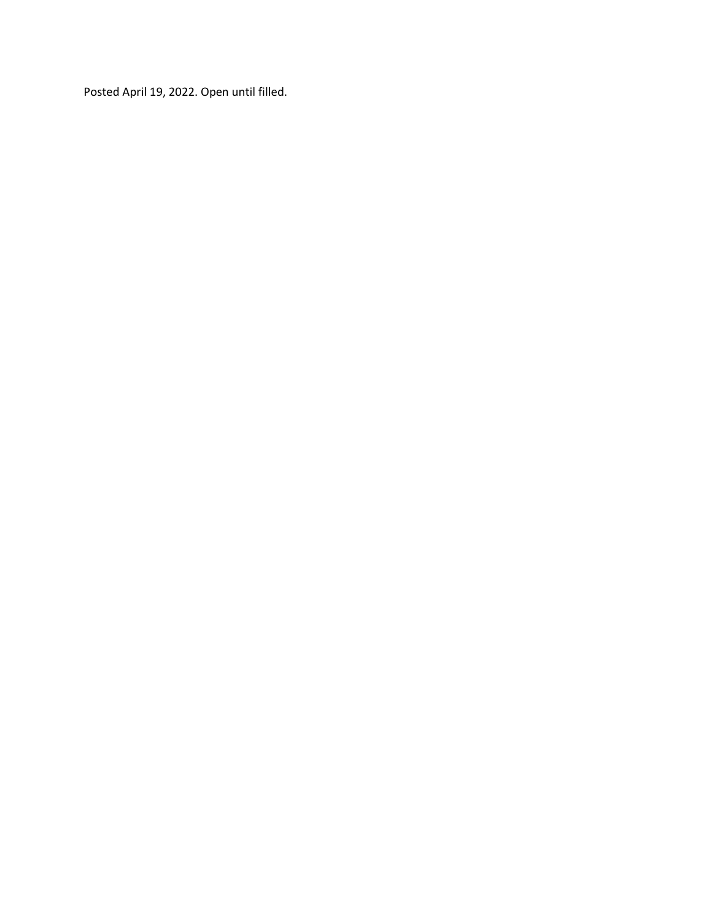Posted April 19, 2022. Open until filled.